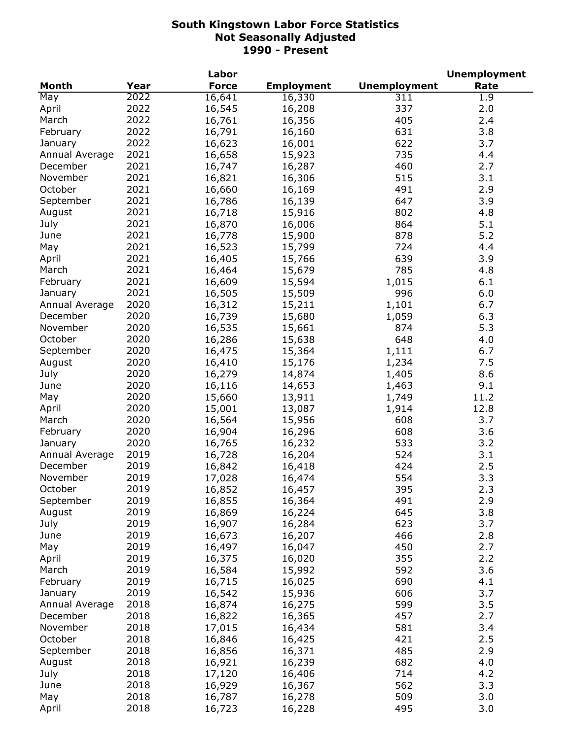# South Kingstown Labor Force Statistics
## Not Seasonally Adjusted
## 1990 - Present

| Month | Year | Labor Force | Employment | Unemployment | Unemployment Rate |
|---|---|---|---|---|---|
| May | 2022 | 16,641 | 16,330 | 311 | 1.9 |
| April | 2022 | 16,545 | 16,208 | 337 | 2.0 |
| March | 2022 | 16,761 | 16,356 | 405 | 2.4 |
| February | 2022 | 16,791 | 16,160 | 631 | 3.8 |
| January | 2022 | 16,623 | 16,001 | 622 | 3.7 |
| Annual Average | 2021 | 16,658 | 15,923 | 735 | 4.4 |
| December | 2021 | 16,747 | 16,287 | 460 | 2.7 |
| November | 2021 | 16,821 | 16,306 | 515 | 3.1 |
| October | 2021 | 16,660 | 16,169 | 491 | 2.9 |
| September | 2021 | 16,786 | 16,139 | 647 | 3.9 |
| August | 2021 | 16,718 | 15,916 | 802 | 4.8 |
| July | 2021 | 16,870 | 16,006 | 864 | 5.1 |
| June | 2021 | 16,778 | 15,900 | 878 | 5.2 |
| May | 2021 | 16,523 | 15,799 | 724 | 4.4 |
| April | 2021 | 16,405 | 15,766 | 639 | 3.9 |
| March | 2021 | 16,464 | 15,679 | 785 | 4.8 |
| February | 2021 | 16,609 | 15,594 | 1,015 | 6.1 |
| January | 2021 | 16,505 | 15,509 | 996 | 6.0 |
| Annual Average | 2020 | 16,312 | 15,211 | 1,101 | 6.7 |
| December | 2020 | 16,739 | 15,680 | 1,059 | 6.3 |
| November | 2020 | 16,535 | 15,661 | 874 | 5.3 |
| October | 2020 | 16,286 | 15,638 | 648 | 4.0 |
| September | 2020 | 16,475 | 15,364 | 1,111 | 6.7 |
| August | 2020 | 16,410 | 15,176 | 1,234 | 7.5 |
| July | 2020 | 16,279 | 14,874 | 1,405 | 8.6 |
| June | 2020 | 16,116 | 14,653 | 1,463 | 9.1 |
| May | 2020 | 15,660 | 13,911 | 1,749 | 11.2 |
| April | 2020 | 15,001 | 13,087 | 1,914 | 12.8 |
| March | 2020 | 16,564 | 15,956 | 608 | 3.7 |
| February | 2020 | 16,904 | 16,296 | 608 | 3.6 |
| January | 2020 | 16,765 | 16,232 | 533 | 3.2 |
| Annual Average | 2019 | 16,728 | 16,204 | 524 | 3.1 |
| December | 2019 | 16,842 | 16,418 | 424 | 2.5 |
| November | 2019 | 17,028 | 16,474 | 554 | 3.3 |
| October | 2019 | 16,852 | 16,457 | 395 | 2.3 |
| September | 2019 | 16,855 | 16,364 | 491 | 2.9 |
| August | 2019 | 16,869 | 16,224 | 645 | 3.8 |
| July | 2019 | 16,907 | 16,284 | 623 | 3.7 |
| June | 2019 | 16,673 | 16,207 | 466 | 2.8 |
| May | 2019 | 16,497 | 16,047 | 450 | 2.7 |
| April | 2019 | 16,375 | 16,020 | 355 | 2.2 |
| March | 2019 | 16,584 | 15,992 | 592 | 3.6 |
| February | 2019 | 16,715 | 16,025 | 690 | 4.1 |
| January | 2019 | 16,542 | 15,936 | 606 | 3.7 |
| Annual Average | 2018 | 16,874 | 16,275 | 599 | 3.5 |
| December | 2018 | 16,822 | 16,365 | 457 | 2.7 |
| November | 2018 | 17,015 | 16,434 | 581 | 3.4 |
| October | 2018 | 16,846 | 16,425 | 421 | 2.5 |
| September | 2018 | 16,856 | 16,371 | 485 | 2.9 |
| August | 2018 | 16,921 | 16,239 | 682 | 4.0 |
| July | 2018 | 17,120 | 16,406 | 714 | 4.2 |
| June | 2018 | 16,929 | 16,367 | 562 | 3.3 |
| May | 2018 | 16,787 | 16,278 | 509 | 3.0 |
| April | 2018 | 16,723 | 16,228 | 495 | 3.0 |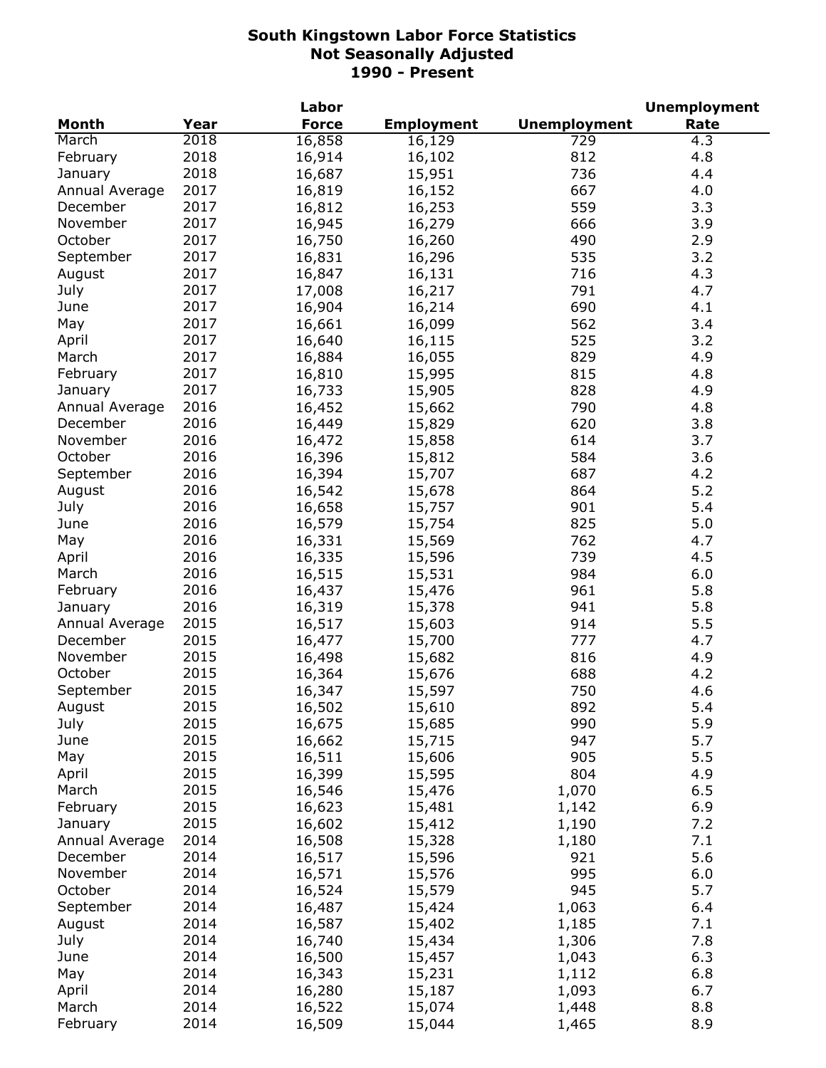# South Kingstown Labor Force Statistics
## Not Seasonally Adjusted
## 1990 - Present

| Month | Year | Labor Force | Employment | Unemployment | Unemployment Rate |
|---|---|---|---|---|---|
| March | 2018 | 16,858 | 16,129 | 729 | 4.3 |
| February | 2018 | 16,914 | 16,102 | 812 | 4.8 |
| January | 2018 | 16,687 | 15,951 | 736 | 4.4 |
| Annual Average | 2017 | 16,819 | 16,152 | 667 | 4.0 |
| December | 2017 | 16,812 | 16,253 | 559 | 3.3 |
| November | 2017 | 16,945 | 16,279 | 666 | 3.9 |
| October | 2017 | 16,750 | 16,260 | 490 | 2.9 |
| September | 2017 | 16,831 | 16,296 | 535 | 3.2 |
| August | 2017 | 16,847 | 16,131 | 716 | 4.3 |
| July | 2017 | 17,008 | 16,217 | 791 | 4.7 |
| June | 2017 | 16,904 | 16,214 | 690 | 4.1 |
| May | 2017 | 16,661 | 16,099 | 562 | 3.4 |
| April | 2017 | 16,640 | 16,115 | 525 | 3.2 |
| March | 2017 | 16,884 | 16,055 | 829 | 4.9 |
| February | 2017 | 16,810 | 15,995 | 815 | 4.8 |
| January | 2017 | 16,733 | 15,905 | 828 | 4.9 |
| Annual Average | 2016 | 16,452 | 15,662 | 790 | 4.8 |
| December | 2016 | 16,449 | 15,829 | 620 | 3.8 |
| November | 2016 | 16,472 | 15,858 | 614 | 3.7 |
| October | 2016 | 16,396 | 15,812 | 584 | 3.6 |
| September | 2016 | 16,394 | 15,707 | 687 | 4.2 |
| August | 2016 | 16,542 | 15,678 | 864 | 5.2 |
| July | 2016 | 16,658 | 15,757 | 901 | 5.4 |
| June | 2016 | 16,579 | 15,754 | 825 | 5.0 |
| May | 2016 | 16,331 | 15,569 | 762 | 4.7 |
| April | 2016 | 16,335 | 15,596 | 739 | 4.5 |
| March | 2016 | 16,515 | 15,531 | 984 | 6.0 |
| February | 2016 | 16,437 | 15,476 | 961 | 5.8 |
| January | 2016 | 16,319 | 15,378 | 941 | 5.8 |
| Annual Average | 2015 | 16,517 | 15,603 | 914 | 5.5 |
| December | 2015 | 16,477 | 15,700 | 777 | 4.7 |
| November | 2015 | 16,498 | 15,682 | 816 | 4.9 |
| October | 2015 | 16,364 | 15,676 | 688 | 4.2 |
| September | 2015 | 16,347 | 15,597 | 750 | 4.6 |
| August | 2015 | 16,502 | 15,610 | 892 | 5.4 |
| July | 2015 | 16,675 | 15,685 | 990 | 5.9 |
| June | 2015 | 16,662 | 15,715 | 947 | 5.7 |
| May | 2015 | 16,511 | 15,606 | 905 | 5.5 |
| April | 2015 | 16,399 | 15,595 | 804 | 4.9 |
| March | 2015 | 16,546 | 15,476 | 1,070 | 6.5 |
| February | 2015 | 16,623 | 15,481 | 1,142 | 6.9 |
| January | 2015 | 16,602 | 15,412 | 1,190 | 7.2 |
| Annual Average | 2014 | 16,508 | 15,328 | 1,180 | 7.1 |
| December | 2014 | 16,517 | 15,596 | 921 | 5.6 |
| November | 2014 | 16,571 | 15,576 | 995 | 6.0 |
| October | 2014 | 16,524 | 15,579 | 945 | 5.7 |
| September | 2014 | 16,487 | 15,424 | 1,063 | 6.4 |
| August | 2014 | 16,587 | 15,402 | 1,185 | 7.1 |
| July | 2014 | 16,740 | 15,434 | 1,306 | 7.8 |
| June | 2014 | 16,500 | 15,457 | 1,043 | 6.3 |
| May | 2014 | 16,343 | 15,231 | 1,112 | 6.8 |
| April | 2014 | 16,280 | 15,187 | 1,093 | 6.7 |
| March | 2014 | 16,522 | 15,074 | 1,448 | 8.8 |
| February | 2014 | 16,509 | 15,044 | 1,465 | 8.9 |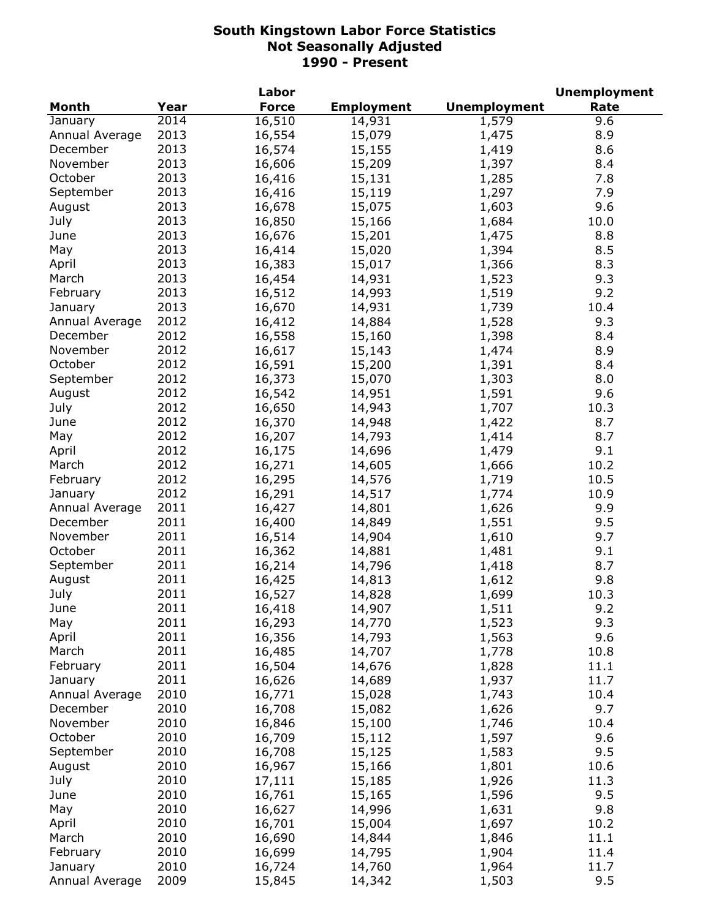# South Kingstown Labor Force Statistics
## Not Seasonally Adjusted
## 1990 - Present

| Month | Year | Labor Force | Employment | Unemployment | Unemployment Rate |
|---|---|---|---|---|---|
| January | 2014 | 16,510 | 14,931 | 1,579 | 9.6 |
| Annual Average | 2013 | 16,554 | 15,079 | 1,475 | 8.9 |
| December | 2013 | 16,574 | 15,155 | 1,419 | 8.6 |
| November | 2013 | 16,606 | 15,209 | 1,397 | 8.4 |
| October | 2013 | 16,416 | 15,131 | 1,285 | 7.8 |
| September | 2013 | 16,416 | 15,119 | 1,297 | 7.9 |
| August | 2013 | 16,678 | 15,075 | 1,603 | 9.6 |
| July | 2013 | 16,850 | 15,166 | 1,684 | 10.0 |
| June | 2013 | 16,676 | 15,201 | 1,475 | 8.8 |
| May | 2013 | 16,414 | 15,020 | 1,394 | 8.5 |
| April | 2013 | 16,383 | 15,017 | 1,366 | 8.3 |
| March | 2013 | 16,454 | 14,931 | 1,523 | 9.3 |
| February | 2013 | 16,512 | 14,993 | 1,519 | 9.2 |
| January | 2013 | 16,670 | 14,931 | 1,739 | 10.4 |
| Annual Average | 2012 | 16,412 | 14,884 | 1,528 | 9.3 |
| December | 2012 | 16,558 | 15,160 | 1,398 | 8.4 |
| November | 2012 | 16,617 | 15,143 | 1,474 | 8.9 |
| October | 2012 | 16,591 | 15,200 | 1,391 | 8.4 |
| September | 2012 | 16,373 | 15,070 | 1,303 | 8.0 |
| August | 2012 | 16,542 | 14,951 | 1,591 | 9.6 |
| July | 2012 | 16,650 | 14,943 | 1,707 | 10.3 |
| June | 2012 | 16,370 | 14,948 | 1,422 | 8.7 |
| May | 2012 | 16,207 | 14,793 | 1,414 | 8.7 |
| April | 2012 | 16,175 | 14,696 | 1,479 | 9.1 |
| March | 2012 | 16,271 | 14,605 | 1,666 | 10.2 |
| February | 2012 | 16,295 | 14,576 | 1,719 | 10.5 |
| January | 2012 | 16,291 | 14,517 | 1,774 | 10.9 |
| Annual Average | 2011 | 16,427 | 14,801 | 1,626 | 9.9 |
| December | 2011 | 16,400 | 14,849 | 1,551 | 9.5 |
| November | 2011 | 16,514 | 14,904 | 1,610 | 9.7 |
| October | 2011 | 16,362 | 14,881 | 1,481 | 9.1 |
| September | 2011 | 16,214 | 14,796 | 1,418 | 8.7 |
| August | 2011 | 16,425 | 14,813 | 1,612 | 9.8 |
| July | 2011 | 16,527 | 14,828 | 1,699 | 10.3 |
| June | 2011 | 16,418 | 14,907 | 1,511 | 9.2 |
| May | 2011 | 16,293 | 14,770 | 1,523 | 9.3 |
| April | 2011 | 16,356 | 14,793 | 1,563 | 9.6 |
| March | 2011 | 16,485 | 14,707 | 1,778 | 10.8 |
| February | 2011 | 16,504 | 14,676 | 1,828 | 11.1 |
| January | 2011 | 16,626 | 14,689 | 1,937 | 11.7 |
| Annual Average | 2010 | 16,771 | 15,028 | 1,743 | 10.4 |
| December | 2010 | 16,708 | 15,082 | 1,626 | 9.7 |
| November | 2010 | 16,846 | 15,100 | 1,746 | 10.4 |
| October | 2010 | 16,709 | 15,112 | 1,597 | 9.6 |
| September | 2010 | 16,708 | 15,125 | 1,583 | 9.5 |
| August | 2010 | 16,967 | 15,166 | 1,801 | 10.6 |
| July | 2010 | 17,111 | 15,185 | 1,926 | 11.3 |
| June | 2010 | 16,761 | 15,165 | 1,596 | 9.5 |
| May | 2010 | 16,627 | 14,996 | 1,631 | 9.8 |
| April | 2010 | 16,701 | 15,004 | 1,697 | 10.2 |
| March | 2010 | 16,690 | 14,844 | 1,846 | 11.1 |
| February | 2010 | 16,699 | 14,795 | 1,904 | 11.4 |
| January | 2010 | 16,724 | 14,760 | 1,964 | 11.7 |
| Annual Average | 2009 | 15,845 | 14,342 | 1,503 | 9.5 |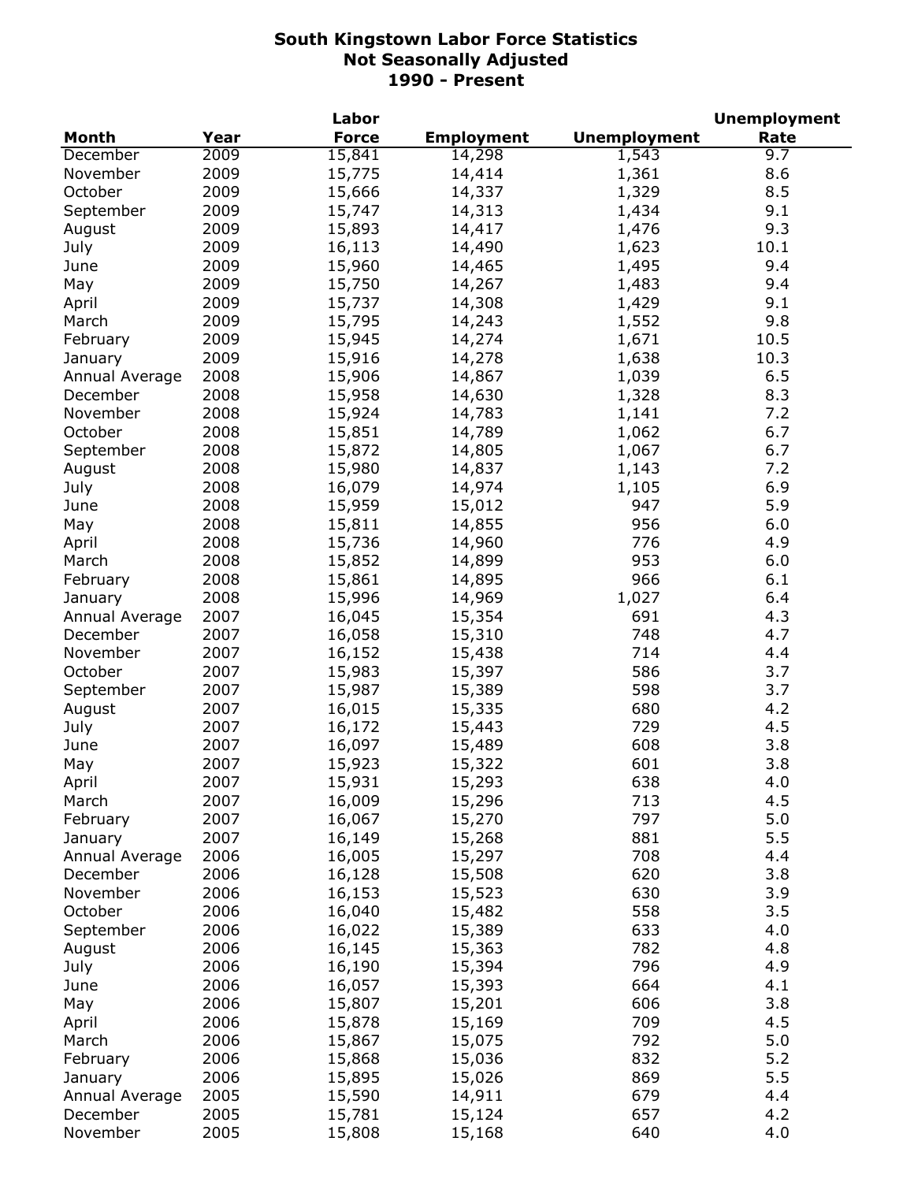# South Kingstown Labor Force Statistics
## Not Seasonally Adjusted
## 1990 - Present

| Month | Year | Labor Force | Employment | Unemployment | Unemployment Rate |
|---|---|---|---|---|---|
| December | 2009 | 15,841 | 14,298 | 1,543 | 9.7 |
| November | 2009 | 15,775 | 14,414 | 1,361 | 8.6 |
| October | 2009 | 15,666 | 14,337 | 1,329 | 8.5 |
| September | 2009 | 15,747 | 14,313 | 1,434 | 9.1 |
| August | 2009 | 15,893 | 14,417 | 1,476 | 9.3 |
| July | 2009 | 16,113 | 14,490 | 1,623 | 10.1 |
| June | 2009 | 15,960 | 14,465 | 1,495 | 9.4 |
| May | 2009 | 15,750 | 14,267 | 1,483 | 9.4 |
| April | 2009 | 15,737 | 14,308 | 1,429 | 9.1 |
| March | 2009 | 15,795 | 14,243 | 1,552 | 9.8 |
| February | 2009 | 15,945 | 14,274 | 1,671 | 10.5 |
| January | 2009 | 15,916 | 14,278 | 1,638 | 10.3 |
| Annual Average | 2008 | 15,906 | 14,867 | 1,039 | 6.5 |
| December | 2008 | 15,958 | 14,630 | 1,328 | 8.3 |
| November | 2008 | 15,924 | 14,783 | 1,141 | 7.2 |
| October | 2008 | 15,851 | 14,789 | 1,062 | 6.7 |
| September | 2008 | 15,872 | 14,805 | 1,067 | 6.7 |
| August | 2008 | 15,980 | 14,837 | 1,143 | 7.2 |
| July | 2008 | 16,079 | 14,974 | 1,105 | 6.9 |
| June | 2008 | 15,959 | 15,012 | 947 | 5.9 |
| May | 2008 | 15,811 | 14,855 | 956 | 6.0 |
| April | 2008 | 15,736 | 14,960 | 776 | 4.9 |
| March | 2008 | 15,852 | 14,899 | 953 | 6.0 |
| February | 2008 | 15,861 | 14,895 | 966 | 6.1 |
| January | 2008 | 15,996 | 14,969 | 1,027 | 6.4 |
| Annual Average | 2007 | 16,045 | 15,354 | 691 | 4.3 |
| December | 2007 | 16,058 | 15,310 | 748 | 4.7 |
| November | 2007 | 16,152 | 15,438 | 714 | 4.4 |
| October | 2007 | 15,983 | 15,397 | 586 | 3.7 |
| September | 2007 | 15,987 | 15,389 | 598 | 3.7 |
| August | 2007 | 16,015 | 15,335 | 680 | 4.2 |
| July | 2007 | 16,172 | 15,443 | 729 | 4.5 |
| June | 2007 | 16,097 | 15,489 | 608 | 3.8 |
| May | 2007 | 15,923 | 15,322 | 601 | 3.8 |
| April | 2007 | 15,931 | 15,293 | 638 | 4.0 |
| March | 2007 | 16,009 | 15,296 | 713 | 4.5 |
| February | 2007 | 16,067 | 15,270 | 797 | 5.0 |
| January | 2007 | 16,149 | 15,268 | 881 | 5.5 |
| Annual Average | 2006 | 16,005 | 15,297 | 708 | 4.4 |
| December | 2006 | 16,128 | 15,508 | 620 | 3.8 |
| November | 2006 | 16,153 | 15,523 | 630 | 3.9 |
| October | 2006 | 16,040 | 15,482 | 558 | 3.5 |
| September | 2006 | 16,022 | 15,389 | 633 | 4.0 |
| August | 2006 | 16,145 | 15,363 | 782 | 4.8 |
| July | 2006 | 16,190 | 15,394 | 796 | 4.9 |
| June | 2006 | 16,057 | 15,393 | 664 | 4.1 |
| May | 2006 | 15,807 | 15,201 | 606 | 3.8 |
| April | 2006 | 15,878 | 15,169 | 709 | 4.5 |
| March | 2006 | 15,867 | 15,075 | 792 | 5.0 |
| February | 2006 | 15,868 | 15,036 | 832 | 5.2 |
| January | 2006 | 15,895 | 15,026 | 869 | 5.5 |
| Annual Average | 2005 | 15,590 | 14,911 | 679 | 4.4 |
| December | 2005 | 15,781 | 15,124 | 657 | 4.2 |
| November | 2005 | 15,808 | 15,168 | 640 | 4.0 |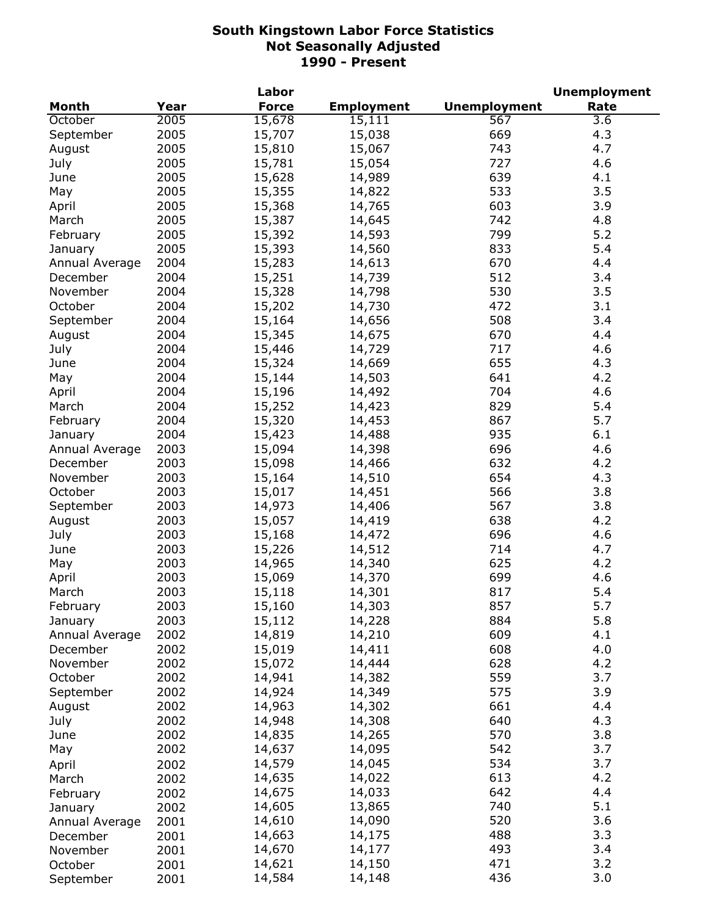# South Kingstown Labor Force Statistics
## Not Seasonally Adjusted
## 1990 - Present

| Month | Year | Labor Force | Employment | Unemployment | Unemployment Rate |
|---|---|---|---|---|---|
| October | 2005 | 15,678 | 15,111 | 567 | 3.6 |
| September | 2005 | 15,707 | 15,038 | 669 | 4.3 |
| August | 2005 | 15,810 | 15,067 | 743 | 4.7 |
| July | 2005 | 15,781 | 15,054 | 727 | 4.6 |
| June | 2005 | 15,628 | 14,989 | 639 | 4.1 |
| May | 2005 | 15,355 | 14,822 | 533 | 3.5 |
| April | 2005 | 15,368 | 14,765 | 603 | 3.9 |
| March | 2005 | 15,387 | 14,645 | 742 | 4.8 |
| February | 2005 | 15,392 | 14,593 | 799 | 5.2 |
| January | 2005 | 15,393 | 14,560 | 833 | 5.4 |
| Annual Average | 2004 | 15,283 | 14,613 | 670 | 4.4 |
| December | 2004 | 15,251 | 14,739 | 512 | 3.4 |
| November | 2004 | 15,328 | 14,798 | 530 | 3.5 |
| October | 2004 | 15,202 | 14,730 | 472 | 3.1 |
| September | 2004 | 15,164 | 14,656 | 508 | 3.4 |
| August | 2004 | 15,345 | 14,675 | 670 | 4.4 |
| July | 2004 | 15,446 | 14,729 | 717 | 4.6 |
| June | 2004 | 15,324 | 14,669 | 655 | 4.3 |
| May | 2004 | 15,144 | 14,503 | 641 | 4.2 |
| April | 2004 | 15,196 | 14,492 | 704 | 4.6 |
| March | 2004 | 15,252 | 14,423 | 829 | 5.4 |
| February | 2004 | 15,320 | 14,453 | 867 | 5.7 |
| January | 2004 | 15,423 | 14,488 | 935 | 6.1 |
| Annual Average | 2003 | 15,094 | 14,398 | 696 | 4.6 |
| December | 2003 | 15,098 | 14,466 | 632 | 4.2 |
| November | 2003 | 15,164 | 14,510 | 654 | 4.3 |
| October | 2003 | 15,017 | 14,451 | 566 | 3.8 |
| September | 2003 | 14,973 | 14,406 | 567 | 3.8 |
| August | 2003 | 15,057 | 14,419 | 638 | 4.2 |
| July | 2003 | 15,168 | 14,472 | 696 | 4.6 |
| June | 2003 | 15,226 | 14,512 | 714 | 4.7 |
| May | 2003 | 14,965 | 14,340 | 625 | 4.2 |
| April | 2003 | 15,069 | 14,370 | 699 | 4.6 |
| March | 2003 | 15,118 | 14,301 | 817 | 5.4 |
| February | 2003 | 15,160 | 14,303 | 857 | 5.7 |
| January | 2003 | 15,112 | 14,228 | 884 | 5.8 |
| Annual Average | 2002 | 14,819 | 14,210 | 609 | 4.1 |
| December | 2002 | 15,019 | 14,411 | 608 | 4.0 |
| November | 2002 | 15,072 | 14,444 | 628 | 4.2 |
| October | 2002 | 14,941 | 14,382 | 559 | 3.7 |
| September | 2002 | 14,924 | 14,349 | 575 | 3.9 |
| August | 2002 | 14,963 | 14,302 | 661 | 4.4 |
| July | 2002 | 14,948 | 14,308 | 640 | 4.3 |
| June | 2002 | 14,835 | 14,265 | 570 | 3.8 |
| May | 2002 | 14,637 | 14,095 | 542 | 3.7 |
| April | 2002 | 14,579 | 14,045 | 534 | 3.7 |
| March | 2002 | 14,635 | 14,022 | 613 | 4.2 |
| February | 2002 | 14,675 | 14,033 | 642 | 4.4 |
| January | 2002 | 14,605 | 13,865 | 740 | 5.1 |
| Annual Average | 2001 | 14,610 | 14,090 | 520 | 3.6 |
| December | 2001 | 14,663 | 14,175 | 488 | 3.3 |
| November | 2001 | 14,670 | 14,177 | 493 | 3.4 |
| October | 2001 | 14,621 | 14,150 | 471 | 3.2 |
| September | 2001 | 14,584 | 14,148 | 436 | 3.0 |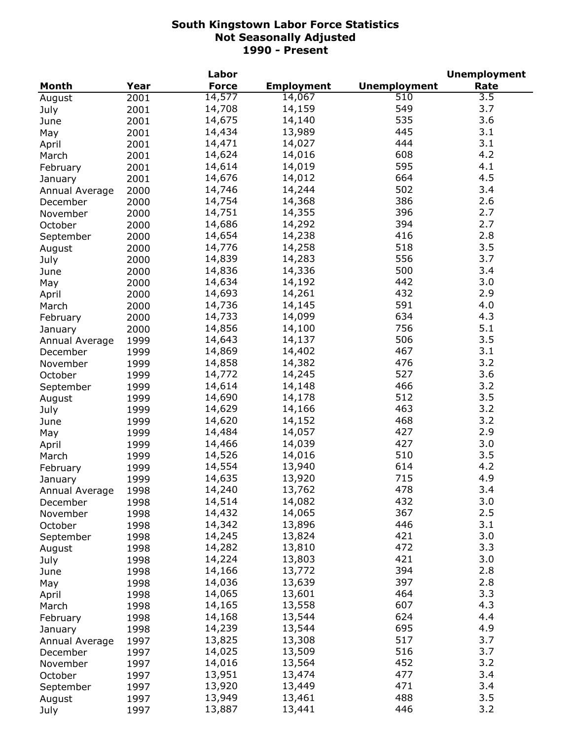# South Kingstown Labor Force Statistics
## Not Seasonally Adjusted
## 1990 - Present

| Month | Year | Labor Force | Employment | Unemployment | Unemployment Rate |
|---|---|---|---|---|---|
| August | 2001 | 14,577 | 14,067 | 510 | 3.5 |
| July | 2001 | 14,708 | 14,159 | 549 | 3.7 |
| June | 2001 | 14,675 | 14,140 | 535 | 3.6 |
| May | 2001 | 14,434 | 13,989 | 445 | 3.1 |
| April | 2001 | 14,471 | 14,027 | 444 | 3.1 |
| March | 2001 | 14,624 | 14,016 | 608 | 4.2 |
| February | 2001 | 14,614 | 14,019 | 595 | 4.1 |
| January | 2001 | 14,676 | 14,012 | 664 | 4.5 |
| Annual Average | 2000 | 14,746 | 14,244 | 502 | 3.4 |
| December | 2000 | 14,754 | 14,368 | 386 | 2.6 |
| November | 2000 | 14,751 | 14,355 | 396 | 2.7 |
| October | 2000 | 14,686 | 14,292 | 394 | 2.7 |
| September | 2000 | 14,654 | 14,238 | 416 | 2.8 |
| August | 2000 | 14,776 | 14,258 | 518 | 3.5 |
| July | 2000 | 14,839 | 14,283 | 556 | 3.7 |
| June | 2000 | 14,836 | 14,336 | 500 | 3.4 |
| May | 2000 | 14,634 | 14,192 | 442 | 3.0 |
| April | 2000 | 14,693 | 14,261 | 432 | 2.9 |
| March | 2000 | 14,736 | 14,145 | 591 | 4.0 |
| February | 2000 | 14,733 | 14,099 | 634 | 4.3 |
| January | 2000 | 14,856 | 14,100 | 756 | 5.1 |
| Annual Average | 1999 | 14,643 | 14,137 | 506 | 3.5 |
| December | 1999 | 14,869 | 14,402 | 467 | 3.1 |
| November | 1999 | 14,858 | 14,382 | 476 | 3.2 |
| October | 1999 | 14,772 | 14,245 | 527 | 3.6 |
| September | 1999 | 14,614 | 14,148 | 466 | 3.2 |
| August | 1999 | 14,690 | 14,178 | 512 | 3.5 |
| July | 1999 | 14,629 | 14,166 | 463 | 3.2 |
| June | 1999 | 14,620 | 14,152 | 468 | 3.2 |
| May | 1999 | 14,484 | 14,057 | 427 | 2.9 |
| April | 1999 | 14,466 | 14,039 | 427 | 3.0 |
| March | 1999 | 14,526 | 14,016 | 510 | 3.5 |
| February | 1999 | 14,554 | 13,940 | 614 | 4.2 |
| January | 1999 | 14,635 | 13,920 | 715 | 4.9 |
| Annual Average | 1998 | 14,240 | 13,762 | 478 | 3.4 |
| December | 1998 | 14,514 | 14,082 | 432 | 3.0 |
| November | 1998 | 14,432 | 14,065 | 367 | 2.5 |
| October | 1998 | 14,342 | 13,896 | 446 | 3.1 |
| September | 1998 | 14,245 | 13,824 | 421 | 3.0 |
| August | 1998 | 14,282 | 13,810 | 472 | 3.3 |
| July | 1998 | 14,224 | 13,803 | 421 | 3.0 |
| June | 1998 | 14,166 | 13,772 | 394 | 2.8 |
| May | 1998 | 14,036 | 13,639 | 397 | 2.8 |
| April | 1998 | 14,065 | 13,601 | 464 | 3.3 |
| March | 1998 | 14,165 | 13,558 | 607 | 4.3 |
| February | 1998 | 14,168 | 13,544 | 624 | 4.4 |
| January | 1998 | 14,239 | 13,544 | 695 | 4.9 |
| Annual Average | 1997 | 13,825 | 13,308 | 517 | 3.7 |
| December | 1997 | 14,025 | 13,509 | 516 | 3.7 |
| November | 1997 | 14,016 | 13,564 | 452 | 3.2 |
| October | 1997 | 13,951 | 13,474 | 477 | 3.4 |
| September | 1997 | 13,920 | 13,449 | 471 | 3.4 |
| August | 1997 | 13,949 | 13,461 | 488 | 3.5 |
| July | 1997 | 13,887 | 13,441 | 446 | 3.2 |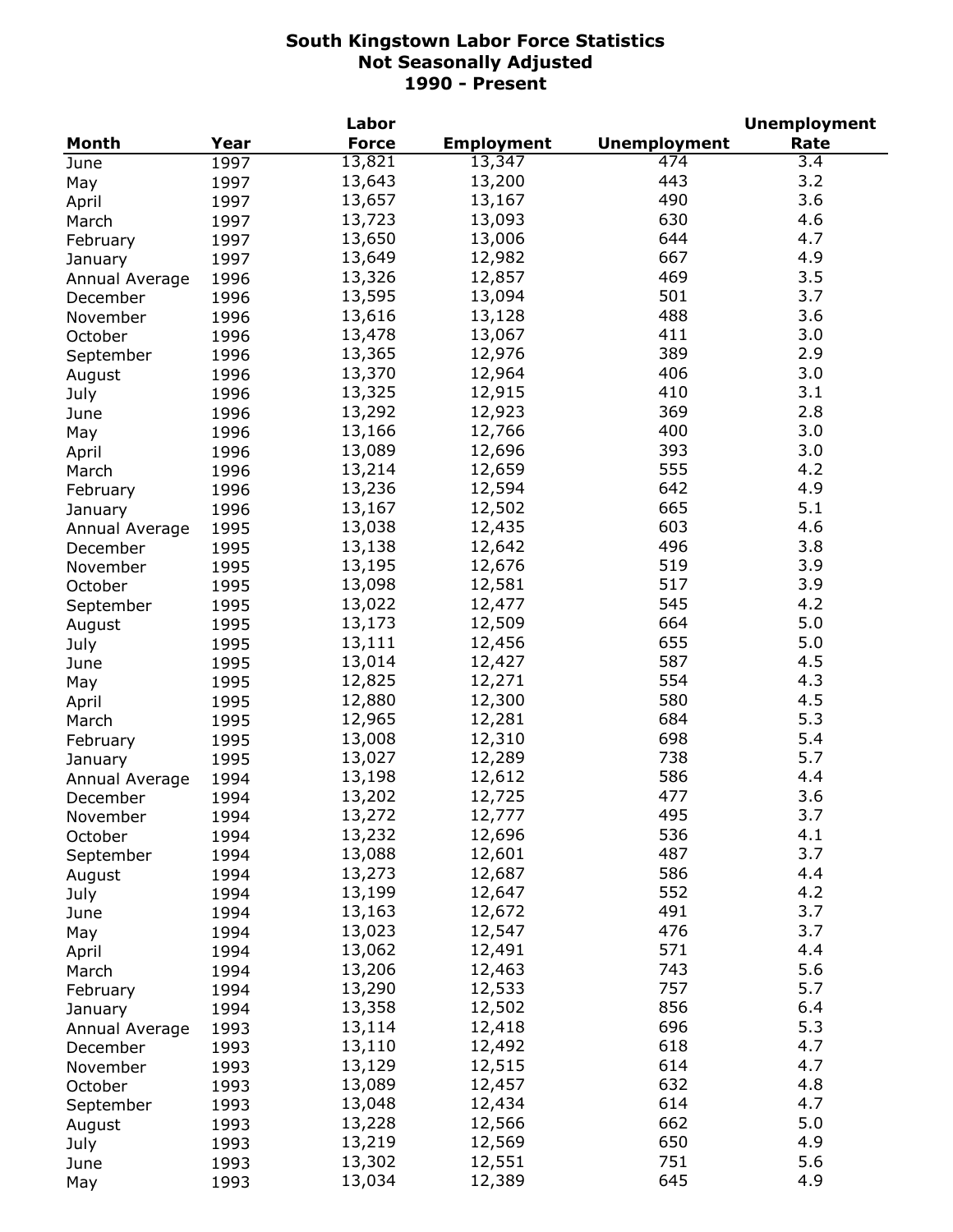# South Kingstown Labor Force Statistics
## Not Seasonally Adjusted
## 1990 - Present

| Month | Year | Labor Force | Employment | Unemployment | Unemployment Rate |
|---|---|---|---|---|---|
| June | 1997 | 13,821 | 13,347 | 474 | 3.4 |
| May | 1997 | 13,643 | 13,200 | 443 | 3.2 |
| April | 1997 | 13,657 | 13,167 | 490 | 3.6 |
| March | 1997 | 13,723 | 13,093 | 630 | 4.6 |
| February | 1997 | 13,650 | 13,006 | 644 | 4.7 |
| January | 1997 | 13,649 | 12,982 | 667 | 4.9 |
| Annual Average | 1996 | 13,326 | 12,857 | 469 | 3.5 |
| December | 1996 | 13,595 | 13,094 | 501 | 3.7 |
| November | 1996 | 13,616 | 13,128 | 488 | 3.6 |
| October | 1996 | 13,478 | 13,067 | 411 | 3.0 |
| September | 1996 | 13,365 | 12,976 | 389 | 2.9 |
| August | 1996 | 13,370 | 12,964 | 406 | 3.0 |
| July | 1996 | 13,325 | 12,915 | 410 | 3.1 |
| June | 1996 | 13,292 | 12,923 | 369 | 2.8 |
| May | 1996 | 13,166 | 12,766 | 400 | 3.0 |
| April | 1996 | 13,089 | 12,696 | 393 | 3.0 |
| March | 1996 | 13,214 | 12,659 | 555 | 4.2 |
| February | 1996 | 13,236 | 12,594 | 642 | 4.9 |
| January | 1996 | 13,167 | 12,502 | 665 | 5.1 |
| Annual Average | 1995 | 13,038 | 12,435 | 603 | 4.6 |
| December | 1995 | 13,138 | 12,642 | 496 | 3.8 |
| November | 1995 | 13,195 | 12,676 | 519 | 3.9 |
| October | 1995 | 13,098 | 12,581 | 517 | 3.9 |
| September | 1995 | 13,022 | 12,477 | 545 | 4.2 |
| August | 1995 | 13,173 | 12,509 | 664 | 5.0 |
| July | 1995 | 13,111 | 12,456 | 655 | 5.0 |
| June | 1995 | 13,014 | 12,427 | 587 | 4.5 |
| May | 1995 | 12,825 | 12,271 | 554 | 4.3 |
| April | 1995 | 12,880 | 12,300 | 580 | 4.5 |
| March | 1995 | 12,965 | 12,281 | 684 | 5.3 |
| February | 1995 | 13,008 | 12,310 | 698 | 5.4 |
| January | 1995 | 13,027 | 12,289 | 738 | 5.7 |
| Annual Average | 1994 | 13,198 | 12,612 | 586 | 4.4 |
| December | 1994 | 13,202 | 12,725 | 477 | 3.6 |
| November | 1994 | 13,272 | 12,777 | 495 | 3.7 |
| October | 1994 | 13,232 | 12,696 | 536 | 4.1 |
| September | 1994 | 13,088 | 12,601 | 487 | 3.7 |
| August | 1994 | 13,273 | 12,687 | 586 | 4.4 |
| July | 1994 | 13,199 | 12,647 | 552 | 4.2 |
| June | 1994 | 13,163 | 12,672 | 491 | 3.7 |
| May | 1994 | 13,023 | 12,547 | 476 | 3.7 |
| April | 1994 | 13,062 | 12,491 | 571 | 4.4 |
| March | 1994 | 13,206 | 12,463 | 743 | 5.6 |
| February | 1994 | 13,290 | 12,533 | 757 | 5.7 |
| January | 1994 | 13,358 | 12,502 | 856 | 6.4 |
| Annual Average | 1993 | 13,114 | 12,418 | 696 | 5.3 |
| December | 1993 | 13,110 | 12,492 | 618 | 4.7 |
| November | 1993 | 13,129 | 12,515 | 614 | 4.7 |
| October | 1993 | 13,089 | 12,457 | 632 | 4.8 |
| September | 1993 | 13,048 | 12,434 | 614 | 4.7 |
| August | 1993 | 13,228 | 12,566 | 662 | 5.0 |
| July | 1993 | 13,219 | 12,569 | 650 | 4.9 |
| June | 1993 | 13,302 | 12,551 | 751 | 5.6 |
| May | 1993 | 13,034 | 12,389 | 645 | 4.9 |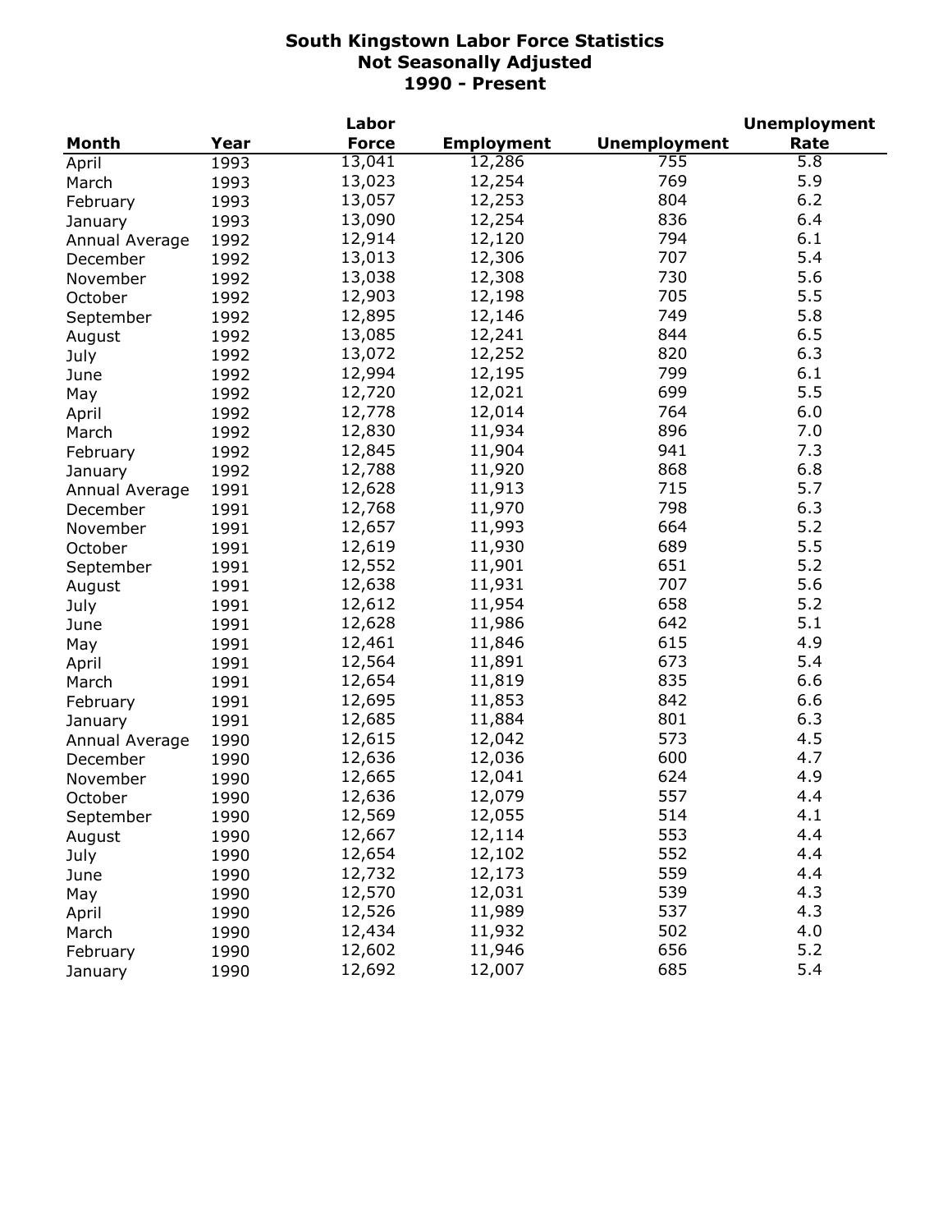# South Kingstown Labor Force Statistics
## Not Seasonally Adjusted
## 1990 - Present

| Month | Year | Labor Force | Employment | Unemployment | Unemployment Rate |
|---|---|---|---|---|---|
| April | 1993 | 13,041 | 12,286 | 755 | 5.8 |
| March | 1993 | 13,023 | 12,254 | 769 | 5.9 |
| February | 1993 | 13,057 | 12,253 | 804 | 6.2 |
| January | 1993 | 13,090 | 12,254 | 836 | 6.4 |
| Annual Average | 1992 | 12,914 | 12,120 | 794 | 6.1 |
| December | 1992 | 13,013 | 12,306 | 707 | 5.4 |
| November | 1992 | 13,038 | 12,308 | 730 | 5.6 |
| October | 1992 | 12,903 | 12,198 | 705 | 5.5 |
| September | 1992 | 12,895 | 12,146 | 749 | 5.8 |
| August | 1992 | 13,085 | 12,241 | 844 | 6.5 |
| July | 1992 | 13,072 | 12,252 | 820 | 6.3 |
| June | 1992 | 12,994 | 12,195 | 799 | 6.1 |
| May | 1992 | 12,720 | 12,021 | 699 | 5.5 |
| April | 1992 | 12,778 | 12,014 | 764 | 6.0 |
| March | 1992 | 12,830 | 11,934 | 896 | 7.0 |
| February | 1992 | 12,845 | 11,904 | 941 | 7.3 |
| January | 1992 | 12,788 | 11,920 | 868 | 6.8 |
| Annual Average | 1991 | 12,628 | 11,913 | 715 | 5.7 |
| December | 1991 | 12,768 | 11,970 | 798 | 6.3 |
| November | 1991 | 12,657 | 11,993 | 664 | 5.2 |
| October | 1991 | 12,619 | 11,930 | 689 | 5.5 |
| September | 1991 | 12,552 | 11,901 | 651 | 5.2 |
| August | 1991 | 12,638 | 11,931 | 707 | 5.6 |
| July | 1991 | 12,612 | 11,954 | 658 | 5.2 |
| June | 1991 | 12,628 | 11,986 | 642 | 5.1 |
| May | 1991 | 12,461 | 11,846 | 615 | 4.9 |
| April | 1991 | 12,564 | 11,891 | 673 | 5.4 |
| March | 1991 | 12,654 | 11,819 | 835 | 6.6 |
| February | 1991 | 12,695 | 11,853 | 842 | 6.6 |
| January | 1991 | 12,685 | 11,884 | 801 | 6.3 |
| Annual Average | 1990 | 12,615 | 12,042 | 573 | 4.5 |
| December | 1990 | 12,636 | 12,036 | 600 | 4.7 |
| November | 1990 | 12,665 | 12,041 | 624 | 4.9 |
| October | 1990 | 12,636 | 12,079 | 557 | 4.4 |
| September | 1990 | 12,569 | 12,055 | 514 | 4.1 |
| August | 1990 | 12,667 | 12,114 | 553 | 4.4 |
| July | 1990 | 12,654 | 12,102 | 552 | 4.4 |
| June | 1990 | 12,732 | 12,173 | 559 | 4.4 |
| May | 1990 | 12,570 | 12,031 | 539 | 4.3 |
| April | 1990 | 12,526 | 11,989 | 537 | 4.3 |
| March | 1990 | 12,434 | 11,932 | 502 | 4.0 |
| February | 1990 | 12,602 | 11,946 | 656 | 5.2 |
| January | 1990 | 12,692 | 12,007 | 685 | 5.4 |